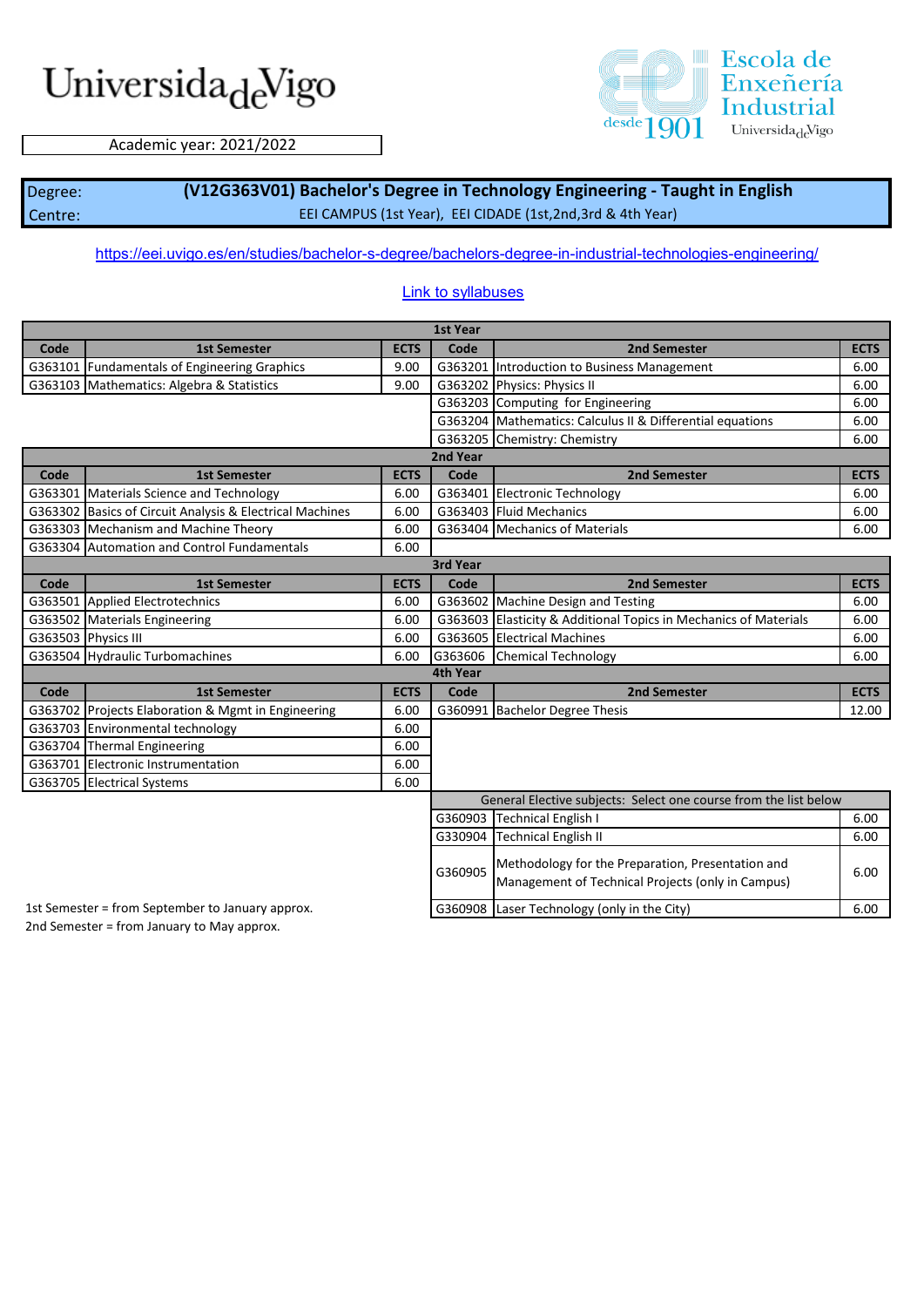Universida de Vigo

Escola de Enxeñería Industrial
desde 1901
Universida de Vigo

Academic year: 2021/2022

| | |
|---|---|
| Degree: | **(V12G363V01) Bachelor's Degree in Technology Engineering - Taught in English** |
| Centre: | EEI CAMPUS (1st Year), EEI CIDADE (1st,2nd,3rd & 4th Year) |

https://eei.uvigo.es/en/studies/bachelor-s-degree/bachelors-degree-in-industrial-technologies-engineering/

Link to syllabuses

| 1st Year | | | | | |
|---|---|---|---|---|---|
| **Code** | **1st Semester** | **ECTS** | **Code** | **2nd Semester** | **ECTS** |
| G363101 | Fundamentals of Engineering Graphics | 9.00 | G363201 | Introduction to Business Management | 6.00 |
| G363103 | Mathematics: Algebra & Statistics | 9.00 | G363202 | Physics: Physics II | 6.00 |
| | | | G363203 | Computing for Engineering | 6.00 |
| | | | G363204 | Mathematics: Calculus II & Differential equations | 6.00 |
| | | | G363205 | Chemistry: Chemistry | 6.00 |
| **2nd Year** | | | | | |
| **Code** | **1st Semester** | **ECTS** | **Code** | **2nd Semester** | **ECTS** |
| G363301 | Materials Science and Technology | 6.00 | G363401 | Electronic Technology | 6.00 |
| G363302 | Basics of Circuit Analysis & Electrical Machines | 6.00 | G363403 | Fluid Mechanics | 6.00 |
| G363303 | Mechanism and Machine Theory | 6.00 | G363404 | Mechanics of Materials | 6.00 |
| G363304 | Automation and Control Fundamentals | 6.00 | | | |
| **3rd Year** | | | | | |
| **Code** | **1st Semester** | **ECTS** | **Code** | **2nd Semester** | **ECTS** |
| G363501 | Applied Electrotechnics | 6.00 | G363602 | Machine Design and Testing | 6.00 |
| G363502 | Materials Engineering | 6.00 | G363603 | Elasticity & Additional Topics in Mechanics of Materials | 6.00 |
| G363503 | Physics III | 6.00 | G363605 | Electrical Machines | 6.00 |
| G363504 | Hydraulic Turbomachines | 6.00 | G363606 | Chemical Technology | 6.00 |
| **4th Year** | | | | | |
| **Code** | **1st Semester** | **ECTS** | **Code** | **2nd Semester** | **ECTS** |
| G363702 | Projects Elaboration & Mgmt in Engineering | 6.00 | G360991 | Bachelor Degree Thesis | 12.00 |
| G363703 | Environmental technology | 6.00 | | | |
| G363704 | Thermal Engineering | 6.00 | | | |
| G363701 | Electronic Instrumentation | 6.00 | | | |
| G363705 | Electrical Systems | 6.00 | | | |

| General Elective subjects: Select one course from the list below | | |
|---|---|---|
| G360903 | Technical English I | 6.00 |
| G330904 | Technical English II | 6.00 |
| G360905 | Methodology for the Preparation, Presentation and Management of Technical Projects (only in Campus) | 6.00 |
| G360908 | Laser Technology (only in the City) | 6.00 |

1st Semester = from September to January approx.
2nd Semester = from January to May approx.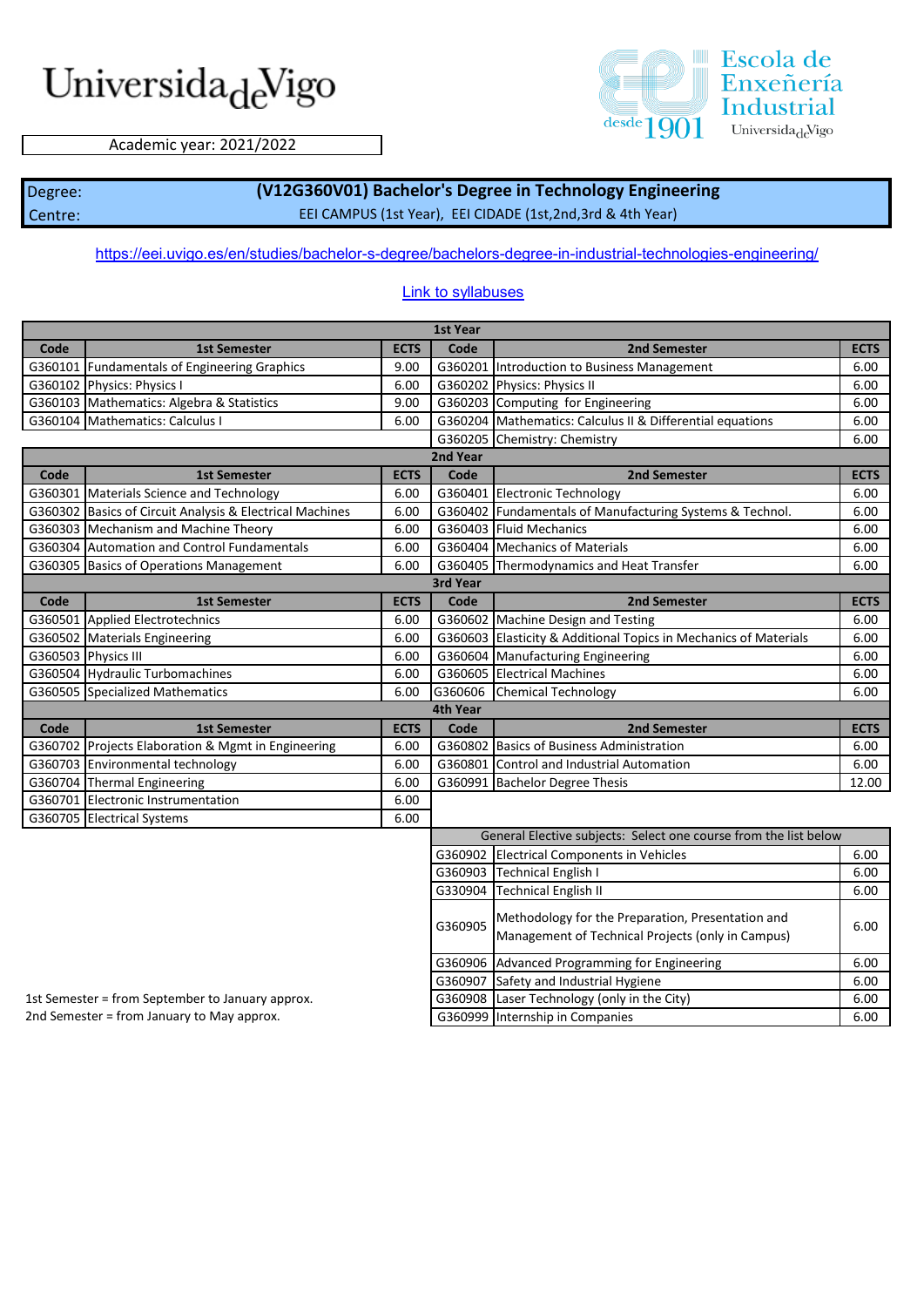Universidade Vigo

Escola de Enxeñería Industrial desde 1901 Universidade Vigo

Academic year: 2021/2022

| | |
|---|---|
| Degree: | **(V12G360V01) Bachelor's Degree in Technology Engineering** |
| Centre: | EEI CAMPUS (1st Year), EEI CIDADE (1st,2nd,3rd & 4th Year) |

https://eei.uvigo.es/en/studies/bachelor-s-degree/bachelors-degree-in-industrial-technologies-engineering/

Link to syllabuses

| Code | 1st Semester | ECTS | Code | 2nd Semester | ECTS |
|---|---|---|---|---|---|
| **1st Year** | | | | | |
| G360101 | Fundamentals of Engineering Graphics | 9.00 | G360201 | Introduction to Business Management | 6.00 |
| G360102 | Physics: Physics I | 6.00 | G360202 | Physics: Physics II | 6.00 |
| G360103 | Mathematics: Algebra & Statistics | 9.00 | G360203 | Computing for Engineering | 6.00 |
| G360104 | Mathematics: Calculus I | 6.00 | G360204 | Mathematics: Calculus II & Differential equations | 6.00 |
| | | | G360205 | Chemistry: Chemistry | 6.00 |
| **2nd Year** | | | | | |
| G360301 | Materials Science and Technology | 6.00 | G360401 | Electronic Technology | 6.00 |
| G360302 | Basics of Circuit Analysis & Electrical Machines | 6.00 | G360402 | Fundamentals of Manufacturing Systems & Technol. | 6.00 |
| G360303 | Mechanism and Machine Theory | 6.00 | G360403 | Fluid Mechanics | 6.00 |
| G360304 | Automation and Control Fundamentals | 6.00 | G360404 | Mechanics of Materials | 6.00 |
| G360305 | Basics of Operations Management | 6.00 | G360405 | Thermodynamics and Heat Transfer | 6.00 |
| **3rd Year** | | | | | |
| G360501 | Applied Electrotechnics | 6.00 | G360602 | Machine Design and Testing | 6.00 |
| G360502 | Materials Engineering | 6.00 | G360603 | Elasticity & Additional Topics in Mechanics of Materials | 6.00 |
| G360503 | Physics III | 6.00 | G360604 | Manufacturing Engineering | 6.00 |
| G360504 | Hydraulic Turbomachines | 6.00 | G360605 | Electrical Machines | 6.00 |
| G360505 | Specialized Mathematics | 6.00 | G360606 | Chemical Technology | 6.00 |
| **4th Year** | | | | | |
| G360702 | Projects Elaboration & Mgmt in Engineering | 6.00 | G360802 | Basics of Business Administration | 6.00 |
| G360703 | Environmental technology | 6.00 | G360801 | Control and Industrial Automation | 6.00 |
| G360704 | Thermal Engineering | 6.00 | G360991 | Bachelor Degree Thesis | 12.00 |
| G360701 | Electronic Instrumentation | 6.00 | | | |
| G360705 | Electrical Systems | 6.00 | | | |

| General Elective subjects: Select one course from the list below | | |
|---|---|---|
| G360902 | Electrical Components in Vehicles | 6.00 |
| G360903 | Technical English I | 6.00 |
| G330904 | Technical English II | 6.00 |
| G360905 | Methodology for the Preparation, Presentation and Management of Technical Projects (only in Campus) | 6.00 |
| G360906 | Advanced Programming for Engineering | 6.00 |
| G360907 | Safety and Industrial Hygiene | 6.00 |
| G360908 | Laser Technology (only in the City) | 6.00 |
| G360999 | Internship in Companies | 6.00 |

1st Semester = from September to January approx.
2nd Semester = from January to May approx.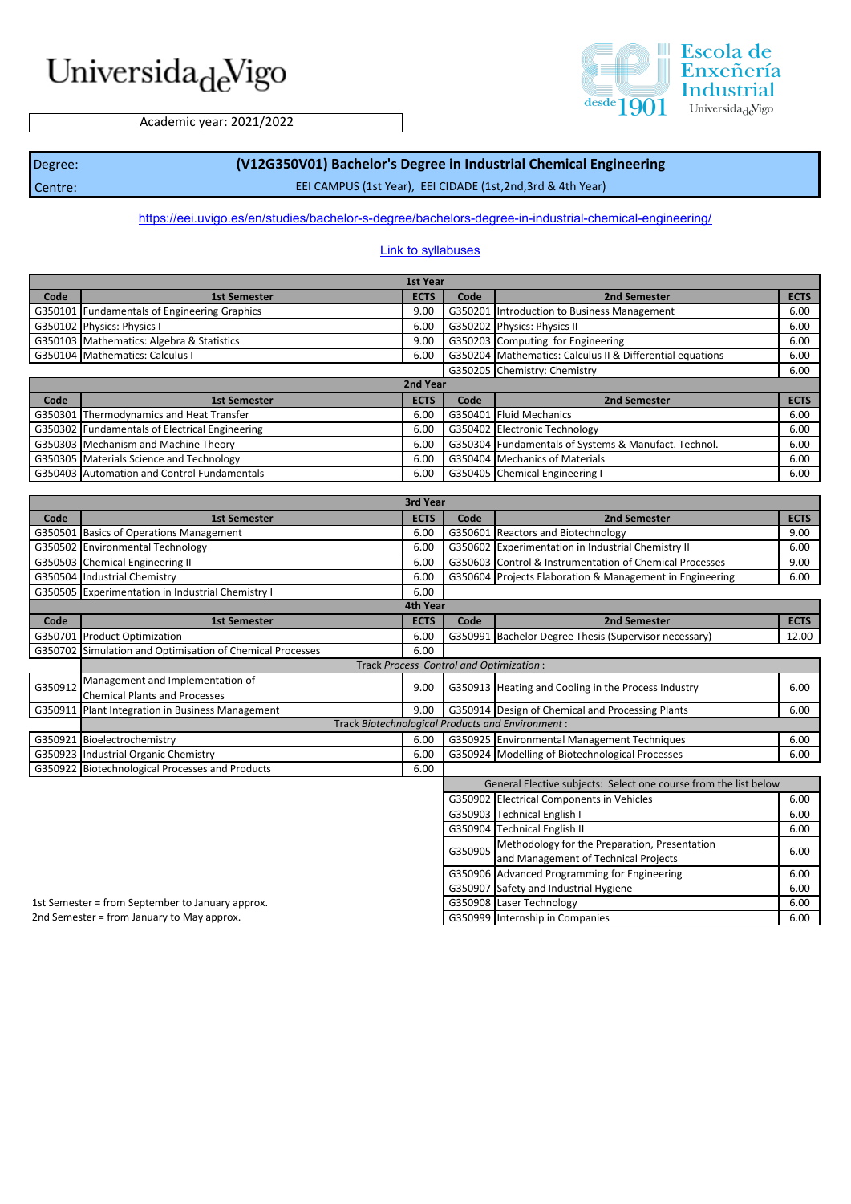Universidade de Vigo

Escola de Enxeñería Industrial — desde 1901 — Universidade de Vigo

Academic year: 2021/2022

| | |
|---|---|
| Degree: | **(V12G350V01) Bachelor's Degree in Industrial Chemical Engineering** |
| Centre: | EEI CAMPUS (1st Year), EEI CIDADE (1st,2nd,3rd & 4th Year) |

https://eei.uvigo.es/en/studies/bachelor-s-degree/bachelors-degree-in-industrial-chemical-engineering/

Link to syllabuses

| **1st Year** | | | | | |
|---|---|---|---|---|---|
| **Code** | **1st Semester** | **ECTS** | **Code** | **2nd Semester** | **ECTS** |
| G350101 | Fundamentals of Engineering Graphics | 9.00 | G350201 | Introduction to Business Management | 6.00 |
| G350102 | Physics: Physics I | 6.00 | G350202 | Physics: Physics II | 6.00 |
| G350103 | Mathematics: Algebra & Statistics | 9.00 | G350203 | Computing for Engineering | 6.00 |
| G350104 | Mathematics: Calculus I | 6.00 | G350204 | Mathematics: Calculus II & Differential equations | 6.00 |
| | | | G350205 | Chemistry: Chemistry | 6.00 |
| **2nd Year** | | | | | |
| **Code** | **1st Semester** | **ECTS** | **Code** | **2nd Semester** | **ECTS** |
| G350301 | Thermodynamics and Heat Transfer | 6.00 | G350401 | Fluid Mechanics | 6.00 |
| G350302 | Fundamentals of Electrical Engineering | 6.00 | G350402 | Electronic Technology | 6.00 |
| G350303 | Mechanism and Machine Theory | 6.00 | G350304 | Fundamentals of Systems & Manufact. Technol. | 6.00 |
| G350305 | Materials Science and Technology | 6.00 | G350404 | Mechanics of Materials | 6.00 |
| G350403 | Automation and Control Fundamentals | 6.00 | G350405 | Chemical Engineering I | 6.00 |

| **3rd Year** | | | | | |
|---|---|---|---|---|---|
| **Code** | **1st Semester** | **ECTS** | **Code** | **2nd Semester** | **ECTS** |
| G350501 | Basics of Operations Management | 6.00 | G350601 | Reactors and Biotechnology | 9.00 |
| G350502 | Environmental Technology | 6.00 | G350602 | Experimentation in Industrial Chemistry II | 6.00 |
| G350503 | Chemical Engineering II | 6.00 | G350603 | Control & Instrumentation of Chemical Processes | 9.00 |
| G350504 | Industrial Chemistry | 6.00 | G350604 | Projects Elaboration & Management in Engineering | 6.00 |
| G350505 | Experimentation in Industrial Chemistry I | 6.00 | | | |
| **4th Year** | | | | | |
| **Code** | **1st Semester** | **ECTS** | **Code** | **2nd Semester** | **ECTS** |
| G350701 | Product Optimization | 6.00 | G350991 | Bachelor Degree Thesis (Supervisor necessary) | 12.00 |
| G350702 | Simulation and Optimisation of Chemical Processes | 6.00 | | | |
| | Track *Process Control and Optimization*: | | | | |
| G350912 | Management and Implementation of Chemical Plants and Processes | 9.00 | G350913 | Heating and Cooling in the Process Industry | 6.00 |
| G350911 | Plant Integration in Business Management | 9.00 | G350914 | Design of Chemical and Processing Plants | 6.00 |
| | Track *Biotechnological Products and Environment*: | | | | |
| G350921 | Bioelectrochemistry | 6.00 | G350925 | Environmental Management Techniques | 6.00 |
| G350923 | Industrial Organic Chemistry | 6.00 | G350924 | Modelling of Biotechnological Processes | 6.00 |
| G350922 | Biotechnological Processes and Products | 6.00 | | | |

| General Elective subjects: Select one course from the list below | | |
|---|---|---|
| G350902 | Electrical Components in Vehicles | 6.00 |
| G350903 | Technical English I | 6.00 |
| G350904 | Technical English II | 6.00 |
| G350905 | Methodology for the Preparation, Presentation and Management of Technical Projects | 6.00 |
| G350906 | Advanced Programming for Engineering | 6.00 |
| G350907 | Safety and Industrial Hygiene | 6.00 |
| G350908 | Laser Technology | 6.00 |
| G350999 | Internship in Companies | 6.00 |

1st Semester = from September to January approx.
2nd Semester = from January to May approx.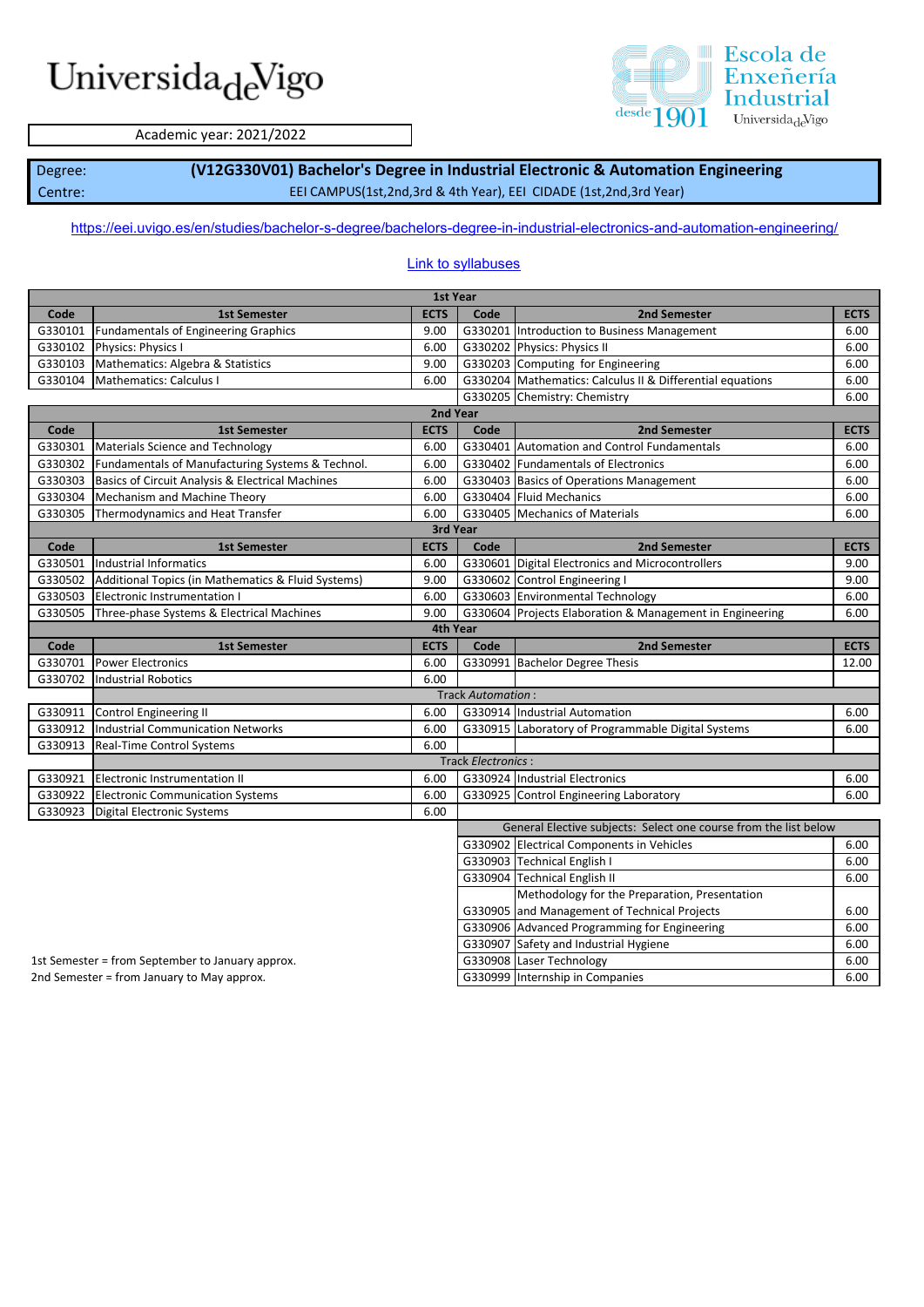Universida de Vigo

Escola de Enxeñería Industrial desde 1901 Universida de Vigo

Academic year: 2021/2022

| | |
|---|---|
| Degree: | **(V12G330V01) Bachelor's Degree in Industrial Electronic & Automation Engineering** |
| Centre: | EEI CAMPUS(1st,2nd,3rd & 4th Year), EEI CIDADE (1st,2nd,3rd Year) |

https://eei.uvigo.es/en/studies/bachelor-s-degree/bachelors-degree-in-industrial-electronics-and-automation-engineering/

Link to syllabuses

| Code | 1st Semester | ECTS | Code | 2nd Semester | ECTS |
|---|---|---|---|---|---|
| **1st Year** | | | | | |
| G330101 | Fundamentals of Engineering Graphics | 9.00 | G330201 | Introduction to Business Management | 6.00 |
| G330102 | Physics: Physics I | 6.00 | G330202 | Physics: Physics II | 6.00 |
| G330103 | Mathematics: Algebra & Statistics | 9.00 | G330203 | Computing for Engineering | 6.00 |
| G330104 | Mathematics: Calculus I | 6.00 | G330204 | Mathematics: Calculus II & Differential equations | 6.00 |
| | | | G330205 | Chemistry: Chemistry | 6.00 |
| **2nd Year** | | | | | |
| G330301 | Materials Science and Technology | 6.00 | G330401 | Automation and Control Fundamentals | 6.00 |
| G330302 | Fundamentals of Manufacturing Systems & Technol. | 6.00 | G330402 | Fundamentals of Electronics | 6.00 |
| G330303 | Basics of Circuit Analysis & Electrical Machines | 6.00 | G330403 | Basics of Operations Management | 6.00 |
| G330304 | Mechanism and Machine Theory | 6.00 | G330404 | Fluid Mechanics | 6.00 |
| G330305 | Thermodynamics and Heat Transfer | 6.00 | G330405 | Mechanics of Materials | 6.00 |
| **3rd Year** | | | | | |
| G330501 | Industrial Informatics | 6.00 | G330601 | Digital Electronics and Microcontrollers | 9.00 |
| G330502 | Additional Topics (in Mathematics & Fluid Systems) | 9.00 | G330602 | Control Engineering I | 9.00 |
| G330503 | Electronic Instrumentation I | 6.00 | G330603 | Environmental Technology | 6.00 |
| G330505 | Three-phase Systems & Electrical Machines | 9.00 | G330604 | Projects Elaboration & Management in Engineering | 6.00 |
| **4th Year** | | | | | |
| G330701 | Power Electronics | 6.00 | G330991 | Bachelor Degree Thesis | 12.00 |
| G330702 | Industrial Robotics | 6.00 | | | |
| | *Track Automation :* | | | | |
| G330911 | Control Engineering II | 6.00 | G330914 | Industrial Automation | 6.00 |
| G330912 | Industrial Communication Networks | 6.00 | G330915 | Laboratory of Programmable Digital Systems | 6.00 |
| G330913 | Real-Time Control Systems | 6.00 | | | |
| | *Track Electronics :* | | | | |
| G330921 | Electronic Instrumentation II | 6.00 | G330924 | Industrial Electronics | 6.00 |
| G330922 | Electronic Communication Systems | 6.00 | G330925 | Control Engineering Laboratory | 6.00 |
| G330923 | Digital Electronic Systems | 6.00 | | | |

| General Elective subjects: Select one course from the list below | | |
|---|---|---|
| G330902 | Electrical Components in Vehicles | 6.00 |
| G330903 | Technical English I | 6.00 |
| G330904 | Technical English II | 6.00 |
| G330905 | Methodology for the Preparation, Presentation and Management of Technical Projects | 6.00 |
| G330906 | Advanced Programming for Engineering | 6.00 |
| G330907 | Safety and Industrial Hygiene | 6.00 |
| G330908 | Laser Technology | 6.00 |
| G330999 | Internship in Companies | 6.00 |

1st Semester = from September to January approx.
2nd Semester = from January to May approx.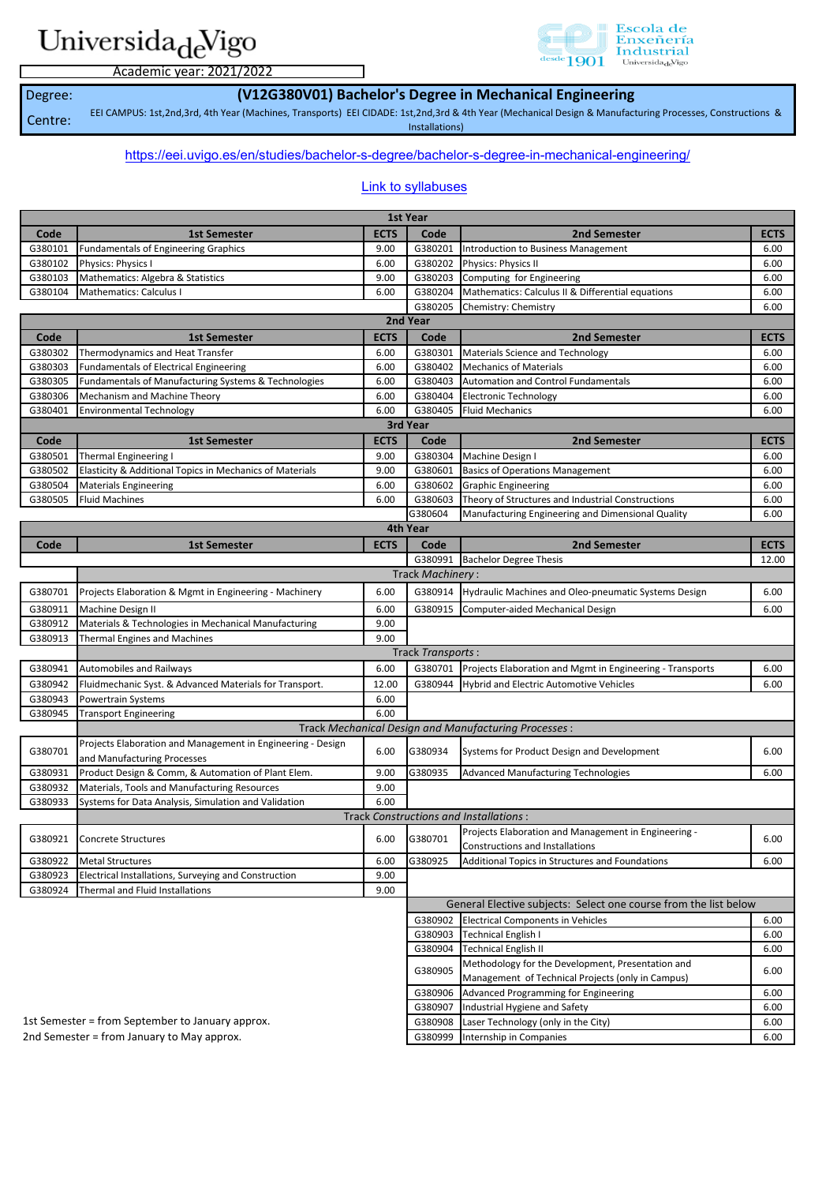Universida de Vigo

Escola de Enxeñería Industrial desde 1901 Universida de Vigo

Academic year: 2021/2022

| Degree: | **(V12G380V01) Bachelor's Degree in Mechanical Engineering** |
|---|---|
| Centre: | EEI CAMPUS: 1st,2nd,3rd, 4th Year (Machines, Transports) EEI CIDADE: 1st,2nd,3rd & 4th Year (Mechanical Design & Manufacturing Processes, Constructions & Installations) |

https://eei.uvigo.es/en/studies/bachelor-s-degree/bachelor-s-degree-in-mechanical-engineering/

Link to syllabuses

| Code | 1st Semester | ECTS | Code | 2nd Semester | ECTS |
|---|---|---|---|---|---|
| **1st Year** | | | | | |
| G380101 | Fundamentals of Engineering Graphics | 9.00 | G380201 | Introduction to Business Management | 6.00 |
| G380102 | Physics: Physics I | 6.00 | G380202 | Physics: Physics II | 6.00 |
| G380103 | Mathematics: Algebra & Statistics | 9.00 | G380203 | Computing for Engineering | 6.00 |
| G380104 | Mathematics: Calculus I | 6.00 | G380204 | Mathematics: Calculus II & Differential equations | 6.00 |
| | | | G380205 | Chemistry: Chemistry | 6.00 |
| **2nd Year** | | | | | |
| G380302 | Thermodynamics and Heat Transfer | 6.00 | G380301 | Materials Science and Technology | 6.00 |
| G380303 | Fundamentals of Electrical Engineering | 6.00 | G380402 | Mechanics of Materials | 6.00 |
| G380305 | Fundamentals of Manufacturing Systems & Technologies | 6.00 | G380403 | Automation and Control Fundamentals | 6.00 |
| G380306 | Mechanism and Machine Theory | 6.00 | G380404 | Electronic Technology | 6.00 |
| G380401 | Environmental Technology | 6.00 | G380405 | Fluid Mechanics | 6.00 |
| **3rd Year** | | | | | |
| G380501 | Thermal Engineering I | 9.00 | G380304 | Machine Design I | 6.00 |
| G380502 | Elasticity & Additional Topics in Mechanics of Materials | 9.00 | G380601 | Basics of Operations Management | 6.00 |
| G380504 | Materials Engineering | 6.00 | G380602 | Graphic Engineering | 6.00 |
| G380505 | Fluid Machines | 6.00 | G380603 | Theory of Structures and Industrial Constructions | 6.00 |
| | | | G380604 | Manufacturing Engineering and Dimensional Quality | 6.00 |
| **4th Year** | | | | | |
| | | | G380991 | Bachelor Degree Thesis | 12.00 |
| *Track Machinery:* | | | | | |
| G380701 | Projects Elaboration & Mgmt in Engineering - Machinery | 6.00 | G380914 | Hydraulic Machines and Oleo-pneumatic Systems Design | 6.00 |
| G380911 | Machine Design II | 6.00 | G380915 | Computer-aided Mechanical Design | 6.00 |
| G380912 | Materials & Technologies in Mechanical Manufacturing | 9.00 | | | |
| G380913 | Thermal Engines and Machines | 9.00 | | | |
| *Track Transports:* | | | | | |
| G380941 | Automobiles and Railways | 6.00 | G380701 | Projects Elaboration and Mgmt in Engineering - Transports | 6.00 |
| G380942 | Fluidmechanic Syst. & Advanced Materials for Transport. | 12.00 | G380944 | Hybrid and Electric Automotive Vehicles | 6.00 |
| G380943 | Powertrain Systems | 6.00 | | | |
| G380945 | Transport Engineering | 6.00 | | | |
| *Track Mechanical Design and Manufacturing Processes:* | | | | | |
| G380701 | Projects Elaboration and Management in Engineering - Design and Manufacturing Processes | 6.00 | G380934 | Systems for Product Design and Development | 6.00 |
| G380931 | Product Design & Comm, & Automation of Plant Elem. | 9.00 | G380935 | Advanced Manufacturing Technologies | 6.00 |
| G380932 | Materials, Tools and Manufacturing Resources | 9.00 | | | |
| G380933 | Systems for Data Analysis, Simulation and Validation | 6.00 | | | |
| *Track Constructions and Installations:* | | | | | |
| G380921 | Concrete Structures | 6.00 | G380701 | Projects Elaboration and Management in Engineering - Constructions and Installations | 6.00 |
| G380922 | Metal Structures | 6.00 | G380925 | Additional Topics in Structures and Foundations | 6.00 |
| G380923 | Electrical Installations, Surveying and Construction | 9.00 | | | |
| G380924 | Thermal and Fluid Installations | 9.00 | | | |

| General Elective subjects: Select one course from the list below | | |
|---|---|---|
| G380902 | Electrical Components in Vehicles | 6.00 |
| G380903 | Technical English I | 6.00 |
| G380904 | Technical English II | 6.00 |
| G380905 | Methodology for the Development, Presentation and Management of Technical Projects (only in Campus) | 6.00 |
| G380906 | Advanced Programming for Engineering | 6.00 |
| G380907 | Industrial Hygiene and Safety | 6.00 |
| G380908 | Laser Technology (only in the City) | 6.00 |
| G380999 | Internship in Companies | 6.00 |

1st Semester = from September to January approx.

2nd Semester = from January to May approx.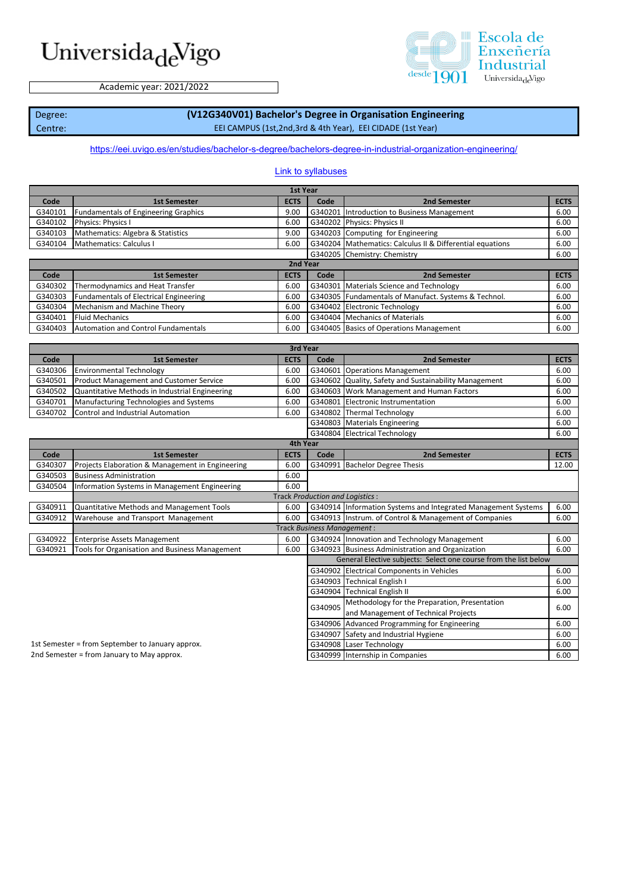Universidade de Vigo

Escola de Enxeñería Industrial desde 1901 Universidade de Vigo

Academic year: 2021/2022

| | |
|---|---|
| Degree: | **(V12G340V01) Bachelor's Degree in Organisation Engineering** |
| Centre: | EEI CAMPUS (1st,2nd,3rd & 4th Year), EEI CIDADE (1st Year) |

https://eei.uvigo.es/en/studies/bachelor-s-degree/bachelors-degree-in-industrial-organization-engineering/

Link to syllabuses

**1st Year**

| Code | 1st Semester | ECTS | Code | 2nd Semester | ECTS |
|---|---|---|---|---|---|
| G340101 | Fundamentals of Engineering Graphics | 9.00 | G340201 | Introduction to Business Management | 6.00 |
| G340102 | Physics: Physics I | 6.00 | G340202 | Physics: Physics II | 6.00 |
| G340103 | Mathematics: Algebra & Statistics | 9.00 | G340203 | Computing for Engineering | 6.00 |
| G340104 | Mathematics: Calculus I | 6.00 | G340204 | Mathematics: Calculus II & Differential equations | 6.00 |
| | | | G340205 | Chemistry: Chemistry | 6.00 |

**2nd Year**

| Code | 1st Semester | ECTS | Code | 2nd Semester | ECTS |
|---|---|---|---|---|---|
| G340302 | Thermodynamics and Heat Transfer | 6.00 | G340301 | Materials Science and Technology | 6.00 |
| G340303 | Fundamentals of Electrical Engineering | 6.00 | G340305 | Fundamentals of Manufact. Systems & Technol. | 6.00 |
| G340304 | Mechanism and Machine Theory | 6.00 | G340402 | Electronic Technology | 6.00 |
| G340401 | Fluid Mechanics | 6.00 | G340404 | Mechanics of Materials | 6.00 |
| G340403 | Automation and Control Fundamentals | 6.00 | G340405 | Basics of Operations Management | 6.00 |

**3rd Year**

| Code | 1st Semester | ECTS | Code | 2nd Semester | ECTS |
|---|---|---|---|---|---|
| G340306 | Environmental Technology | 6.00 | G340601 | Operations Management | 6.00 |
| G340501 | Product Management and Customer Service | 6.00 | G340602 | Quality, Safety and Sustainability Management | 6.00 |
| G340502 | Quantitative Methods in Industrial Engineering | 6.00 | G340603 | Work Management and Human Factors | 6.00 |
| G340701 | Manufacturing Technologies and Systems | 6.00 | G340801 | Electronic Instrumentation | 6.00 |
| G340702 | Control and Industrial Automation | 6.00 | G340802 | Thermal Technology | 6.00 |
| | | | G340803 | Materials Engineering | 6.00 |
| | | | G340804 | Electrical Technology | 6.00 |

**4th Year**

| Code | 1st Semester | ECTS | Code | 2nd Semester | ECTS |
|---|---|---|---|---|---|
| G340307 | Projects Elaboration & Management in Engineering | 6.00 | G340991 | Bachelor Degree Thesis | 12.00 |
| G340503 | Business Administration | 6.00 | | | |
| G340504 | Information Systems in Management Engineering | 6.00 | | | |
| | *Track Production and Logistics :* | | | | |
| G340911 | Quantitative Methods and Management Tools | 6.00 | G340914 | Information Systems and Integrated Management Systems | 6.00 |
| G340912 | Warehouse and Transport Management | 6.00 | G340913 | Instrum. of Control & Management of Companies | 6.00 |
| | *Track Business Management :* | | | | |
| G340922 | Enterprise Assets Management | 6.00 | G340924 | Innovation and Technology Management | 6.00 |
| G340921 | Tools for Organisation and Business Management | 6.00 | G340923 | Business Administration and Organization | 6.00 |
| | | | | General Elective subjects: Select one course from the list below | |
| | | | G340902 | Electrical Components in Vehicles | 6.00 |
| | | | G340903 | Technical English I | 6.00 |
| | | | G340904 | Technical English II | 6.00 |
| | | | G340905 | Methodology for the Preparation, Presentation and Management of Technical Projects | 6.00 |
| | | | G340906 | Advanced Programming for Engineering | 6.00 |
| | | | G340907 | Safety and Industrial Hygiene | 6.00 |
| | | | G340908 | Laser Technology | 6.00 |
| | | | G340999 | Internship in Companies | 6.00 |

1st Semester = from September to January approx.
2nd Semester = from January to May approx.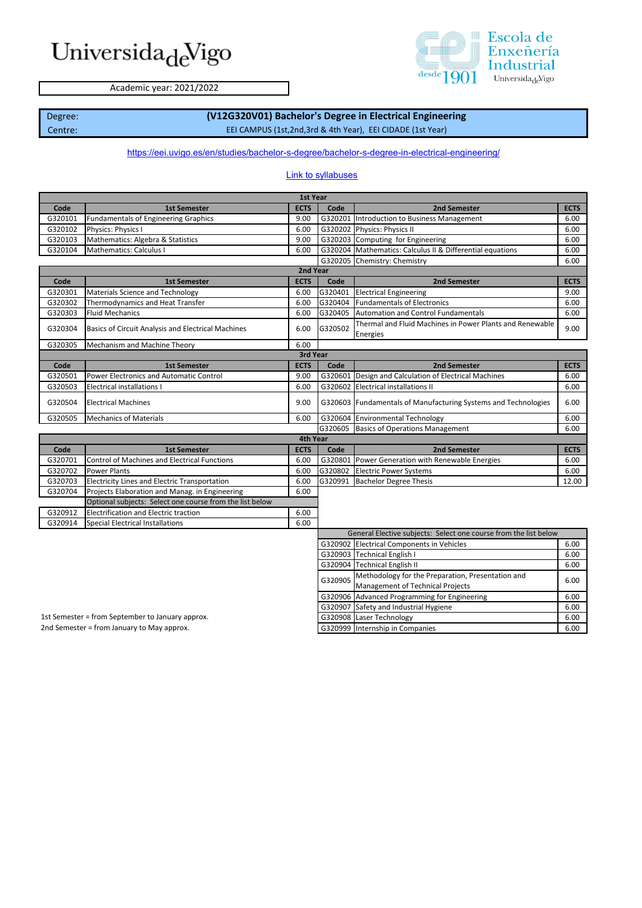Universida de Vigo

Escola de Enxeñería Industrial
desde 1901
Universida de Vigo

Academic year: 2021/2022

| | |
|---|---|
| Degree: | **(V12G320V01) Bachelor's Degree in Electrical Engineering** |
| Centre: | EEI CAMPUS (1st,2nd,3rd & 4th Year), EEI CIDADE (1st Year) |

https://eei.uvigo.es/en/studies/bachelor-s-degree/bachelor-s-degree-in-electrical-engineering/

Link to syllabuses

**1st Year**

| Code | 1st Semester | ECTS | Code | 2nd Semester | ECTS |
|---|---|---|---|---|---|
| G320101 | Fundamentals of Engineering Graphics | 9.00 | G320201 | Introduction to Business Management | 6.00 |
| G320102 | Physics: Physics I | 6.00 | G320202 | Physics: Physics II | 6.00 |
| G320103 | Mathematics: Algebra & Statistics | 9.00 | G320203 | Computing for Engineering | 6.00 |
| G320104 | Mathematics: Calculus I | 6.00 | G320204 | Mathematics: Calculus II & Differential equations | 6.00 |
| | | | G320205 | Chemistry: Chemistry | 6.00 |

**2nd Year**

| Code | 1st Semester | ECTS | Code | 2nd Semester | ECTS |
|---|---|---|---|---|---|
| G320301 | Materials Science and Technology | 6.00 | G320401 | Electrical Engineering | 9.00 |
| G320302 | Thermodynamics and Heat Transfer | 6.00 | G320404 | Fundamentals of Electronics | 6.00 |
| G320303 | Fluid Mechanics | 6.00 | G320405 | Automation and Control Fundamentals | 6.00 |
| G320304 | Basics of Circuit Analysis and Electrical Machines | 6.00 | G320502 | Thermal and Fluid Machines in Power Plants and Renewable Energies | 9.00 |
| G320305 | Mechanism and Machine Theory | 6.00 | | | |

**3rd Year**

| Code | 1st Semester | ECTS | Code | 2nd Semester | ECTS |
|---|---|---|---|---|---|
| G320501 | Power Electronics and Automatic Control | 9.00 | G320601 | Design and Calculation of Electrical Machines | 6.00 |
| G320503 | Electrical installations I | 6.00 | G320602 | Electrical installations II | 6.00 |
| G320504 | Electrical Machines | 9.00 | G320603 | Fundamentals of Manufacturing Systems and Technologies | 6.00 |
| G320505 | Mechanics of Materials | 6.00 | G320604 | Environmental Technology | 6.00 |
| | | | G320605 | Basics of Operations Management | 6.00 |

**4th Year**

| Code | 1st Semester | ECTS | Code | 2nd Semester | ECTS |
|---|---|---|---|---|---|
| G320701 | Control of Machines and Electrical Functions | 6.00 | G320801 | Power Generation with Renewable Energies | 6.00 |
| G320702 | Power Plants | 6.00 | G320802 | Electric Power Systems | 6.00 |
| G320703 | Electricity Lines and Electric Transportation | 6.00 | G320991 | Bachelor Degree Thesis | 12.00 |
| G320704 | Projects Elaboration and Manag. in Engineering | 6.00 | | | |
| | Optional subjects: Select one course from the list below | | | | |
| G320912 | Electrification and Electric traction | 6.00 | | | |
| G320914 | Special Electrical Installations | 6.00 | | | |

| Code | General Elective subjects: Select one course from the list below | ECTS |
|---|---|---|
| G320902 | Electrical Components in Vehicles | 6.00 |
| G320903 | Technical English I | 6.00 |
| G320904 | Technical English II | 6.00 |
| G320905 | Methodology for the Preparation, Presentation and Management of Technical Projects | 6.00 |
| G320906 | Advanced Programming for Engineering | 6.00 |
| G320907 | Safety and Industrial Hygiene | 6.00 |
| G320908 | Laser Technology | 6.00 |
| G320999 | Internship in Companies | 6.00 |

1st Semester = from September to January approx.
2nd Semester = from January to May approx.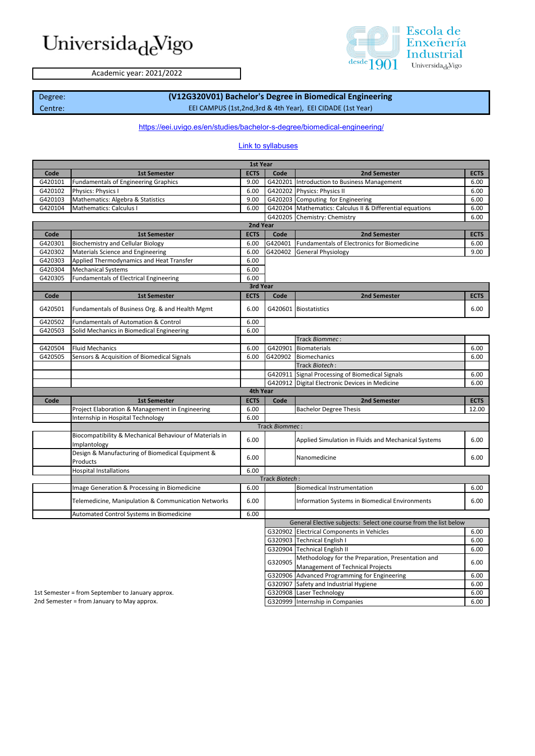Universidade Vigo

Escola de Enxeñería Industrial
desde 1901
Universidade Vigo

Academic year: 2021/2022

| | |
|---|---|
| Degree: | **(V12G320V01) Bachelor's Degree in Biomedical Engineering** |
| Centre: | EEI CAMPUS (1st,2nd,3rd & 4th Year), EEI CIDADE (1st Year) |

https://eei.uvigo.es/en/studies/bachelor-s-degree/biomedical-engineering/

Link to syllabuses

| Code | 1st Semester | ECTS | Code | 2nd Semester | ECTS |
|---|---|---|---|---|---|
| **1st Year** | | | | | |
| G420101 | Fundamentals of Engineering Graphics | 9.00 | G420201 | Introduction to Business Management | 6.00 |
| G420102 | Physics: Physics I | 6.00 | G420202 | Physics: Physics II | 6.00 |
| G420103 | Mathematics: Algebra & Statistics | 9.00 | G420203 | Computing for Engineering | 6.00 |
| G420104 | Mathematics: Calculus I | 6.00 | G420204 | Mathematics: Calculus II & Differential equations | 6.00 |
| | | | G420205 | Chemistry: Chemistry | 6.00 |
| **2nd Year** | | | | | |
| G420301 | Biochemistry and Cellular Biology | 6.00 | G420401 | Fundamentals of Electronics for Biomedicine | 6.00 |
| G420302 | Materials Science and Engineering | 6.00 | G420402 | General Physiology | 9.00 |
| G420303 | Applied Thermodynamics and Heat Transfer | 6.00 | | | |
| G420304 | Mechanical Systems | 6.00 | | | |
| G420305 | Fundamentals of Electrical Engineering | 6.00 | | | |
| **3rd Year** | | | | | |
| G420501 | Fundamentals of Business Org. & and Health Mgmt | 6.00 | G420601 | Biostatistics | 6.00 |
| G420502 | Fundamentals of Automation & Control | 6.00 | | | |
| G420503 | Solid Mechanics in Biomedical Engineering | 6.00 | | | |
| | | | | Track *Biommec*: | |
| G420504 | Fluid Mechanics | 6.00 | G420901 | Biomaterials | 6.00 |
| G420505 | Sensors & Acquisition of Biomedical Signals | 6.00 | G420902 | Biomechanics | 6.00 |
| | | | | Track *Biotech*: | |
| | | | G420911 | Signal Processing of Biomedical Signals | 6.00 |
| | | | G420912 | Digital Electronic Devices in Medicine | 6.00 |
| **4th Year** | | | | | |
| | Project Elaboration & Management in Engineering | 6.00 | | Bachelor Degree Thesis | 12.00 |
| | Internship in Hospital Technology | 6.00 | | | |
| | Track *Biommec*: | | | | |
| | Biocompatibility & Mechanical Behaviour of Materials in Implantology | 6.00 | | Applied Simulation in Fluids and Mechanical Systems | 6.00 |
| | Design & Manufacturing of Biomedical Equipment & Products | 6.00 | | Nanomedicine | 6.00 |
| | Hospital Installations | 6.00 | | | |
| | Track *Biotech*: | | | | |
| | Image Generation & Processing in Biomedicine | 6.00 | | Biomedical Instrumentation | 6.00 |
| | Telemedicine, Manipulation & Communication Networks | 6.00 | | Information Systems in Biomedical Environments | 6.00 |
| | Automated Control Systems in Biomedicine | 6.00 | | | |

General Elective subjects: Select one course from the list below

| Code | Subject | ECTS |
|---|---|---|
| G320902 | Electrical Components in Vehicles | 6.00 |
| G320903 | Technical English I | 6.00 |
| G320904 | Technical English II | 6.00 |
| G320905 | Methodology for the Preparation, Presentation and Management of Technical Projects | 6.00 |
| G320906 | Advanced Programming for Engineering | 6.00 |
| G320907 | Safety and Industrial Hygiene | 6.00 |
| G320908 | Laser Technology | 6.00 |
| G320999 | Internship in Companies | 6.00 |

1st Semester = from September to January approx.
2nd Semester = from January to May approx.